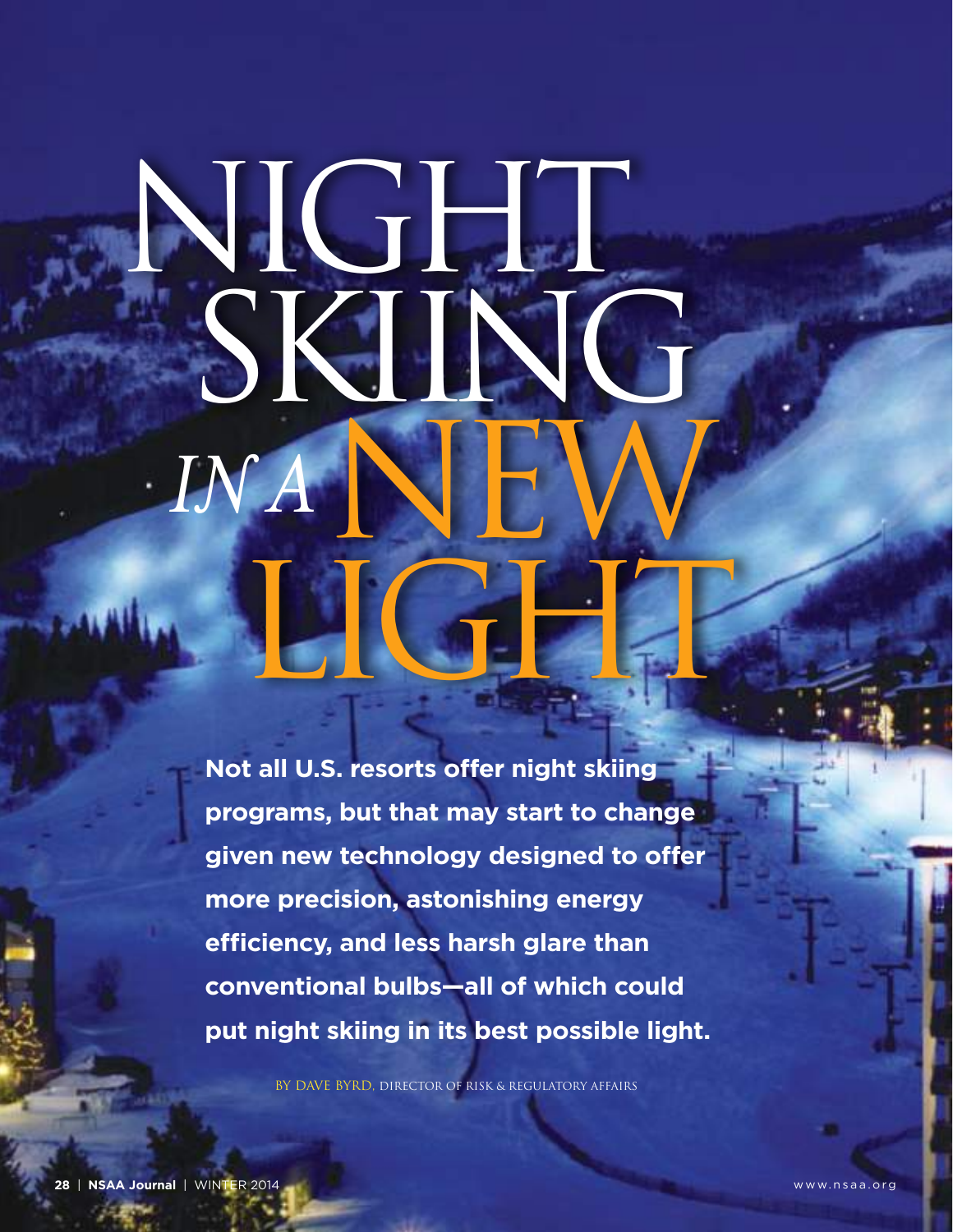# NIGHT SKIING *IN A* NEW LIGHT

**Not all U.S. resorts offer night skiing programs, but that may start to change given new technology designed to offer more precision, astonishing energy efficiency, and less harsh glare than conventional bulbs—all of which could put night skiing in its best possible light.**

BY DAVE BYRD, DIRECTOR OF RISK & REGULATORY AFFAIRS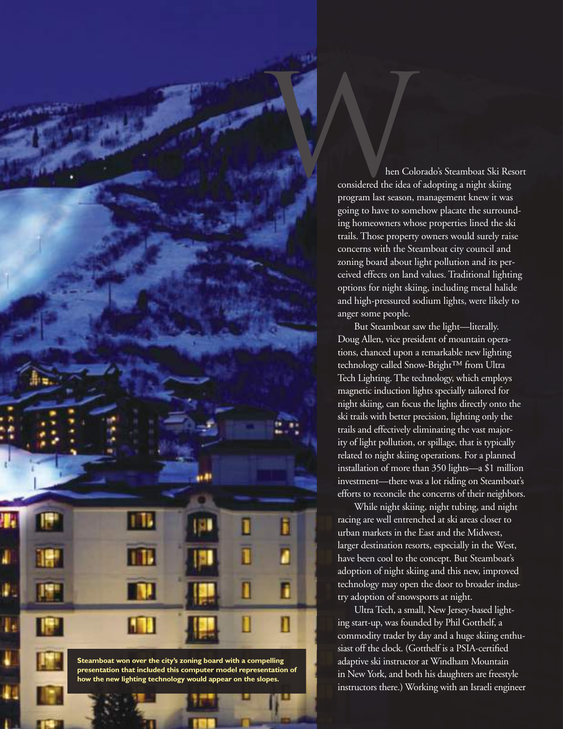When Colorado's Steamboat Ski Resort considered the idea of adopting a night skiing program last season, management knew it was going to have to somehow placate the surrounding homeowners whose properties lined the ski trails. Those property owners would surely raise concerns with the Steamboat city council and zoning board about light pollution and its perceived effects on land values. Traditional lighting options for night skiing, including metal halide and high-pressured sodium lights, were likely to anger some people.

But Steamboat saw the light—literally. Doug Allen, vice president of mountain operations, chanced upon a remarkable new lighting technology called Snow-Bright™ from Ultra Tech Lighting. The technology, which employs magnetic induction lights specially tailored for night skiing, can focus the lights directly onto the ski trails with better precision, lighting only the trails and effectively eliminating the vast majority of light pollution, or spillage, that is typically related to night skiing operations. For a planned installation of more than 350 lights—a $1 million investment—there was a lot riding on Steamboat's efforts to reconcile the concerns of their neighbors.

While night skiing, night tubing, and night racing are well entrenched at ski areas closer to urban markets in the East and the Midwest, larger destination resorts, especially in the West, have been cool to the concept. But Steamboat's adoption of night skiing and this new, improved technology may open the door to broader industry adoption of snowsports at night.

Ultra Tech, a small, New Jersey-based lighting start-up, was founded by Phil Gotthelf, a commodity trader by day and a huge skiing enthusiast off the clock. (Gotthelf is a PSIA-certified adaptive ski instructor at Windham Mountain in New York, and both his daughters are freestyle instructors there.) Working with an Israeli engineer

**Steamboat won over the city's zoning board with a compelling presentation that included this computer model representation of how the new lighting technology would appear on the slopes.**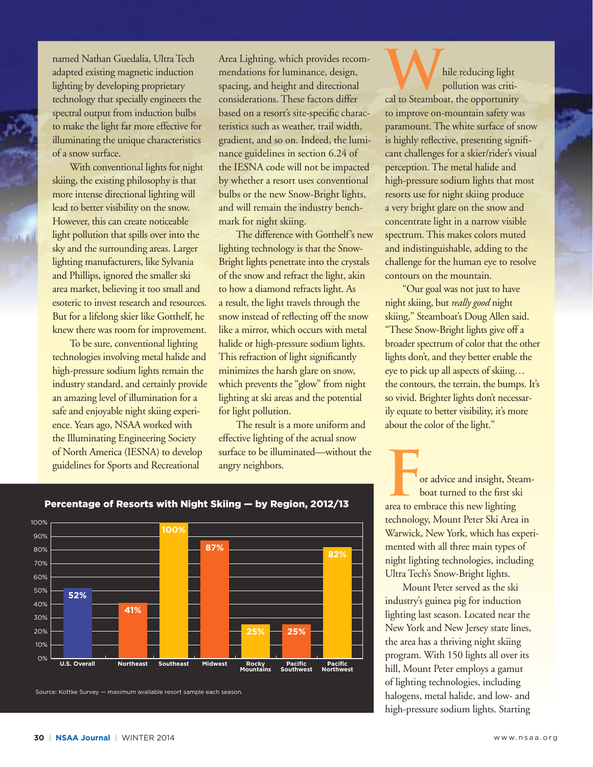named Nathan Guedalia, Ultra Tech adapted existing magnetic induction lighting by developing proprietary technology that specially engineers the spectral output from induction bulbs to make the light far more effective for illuminating the unique characteristics of a snow surface.

With conventional lights for night skiing, the existing philosophy is that more intense directional lighting will lead to better visibility on the snow. However, this can create noticeable light pollution that spills over into the sky and the surrounding areas. Larger lighting manufacturers, like Sylvania and Phillips, ignored the smaller ski area market, believing it too small and esoteric to invest research and resources. But for a lifelong skier like Gotthelf, he knew there was room for improvement.

To be sure, conventional lighting technologies involving metal halide and high-pressure sodium lights remain the industry standard, and certainly provide an amazing level of illumination for a safe and enjoyable night skiing experience. Years ago, NSAA worked with the Illuminating Engineering Society of North America (IESNA) to develop guidelines for Sports and Recreational Area Lighting, which provides recommendations for luminance, design, spacing, and height and directional considerations. These factors differ based on a resort's site-specific characteristics such as weather, trail width, gradient, and so on. Indeed, the luminance guidelines in section 6.24 of the IESNA code will not be impacted by whether a resort uses conventional bulbs or the new Snow-Bright lights, and will remain the industry benchmark for night skiing.

The difference with Gotthelf's new lighting technology is that the Snow-Bright lights penetrate into the crystals of the snow and refract the light, akin to how a diamond refracts light. As a result, the light travels through the snow instead of reflecting off the snow like a mirror, which occurs with metal halide or high-pressure sodium lights. This refraction of light significantly minimizes the harsh glare on snow, which prevents the "glow" from night lighting at ski areas and the potential for light pollution.

The result is a more uniform and effective lighting of the actual snow surface to be illuminated—without the angry neighbors.

While reducing light pollution was critical to Steamboat, the opportunity to improve on-mountain safety was paramount. The white surface of snow is highly reflective, presenting significant challenges for a skier/rider's visual perception. The metal halide and high-pressure sodium lights that most resorts use for night skiing produce a very bright glare on the snow and concentrate light in a narrow visible spectrum. This makes colors muted and indistinguishable, adding to the challenge for the human eye to resolve contours on the mountain.

"Our goal was not just to have night skiing, but *really good* night skiing," Steamboat's Doug Allen said. "These Snow-Bright lights give off a broader spectrum of color that the other lights don't, and they better enable the eye to pick up all aspects of skiing… the contours, the terrain, the bumps. It's so vivid. Brighter lights don't necessarily equate to better visibility, it's more about the color of the light."

For advice and insight, Steamboat turned to the first ski area to embrace this new lighting technology, Mount Peter Ski Area in Warwick, New York, which has experimented with all three main types of night lighting technologies, including Ultra Tech's Snow-Bright lights.

Mount Peter served as the ski industry's guinea pig for induction lighting last season. Located near the New York and New Jersey state lines, the area has a thriving night skiing program. With 150 lights all over its hill, Mount Peter employs a gamut of lighting technologies, including halogens, metal halide, and low- and high-pressure sodium lights. Starting

**Percentage of Resorts with Night Skiing — by Region, 2012/13**

| Region | Percentage |
|---|---|
| U.S. Overall | 52% |
| Northeast | 41% |
| Southeast | 100% |
| Midwest | 87% |
| Rocky Mountains | 25% |
| Pacific Southwest | 25% |
| Pacific Northwest | 82% |

Source: Kottke Survey — maximum available resort sample each season.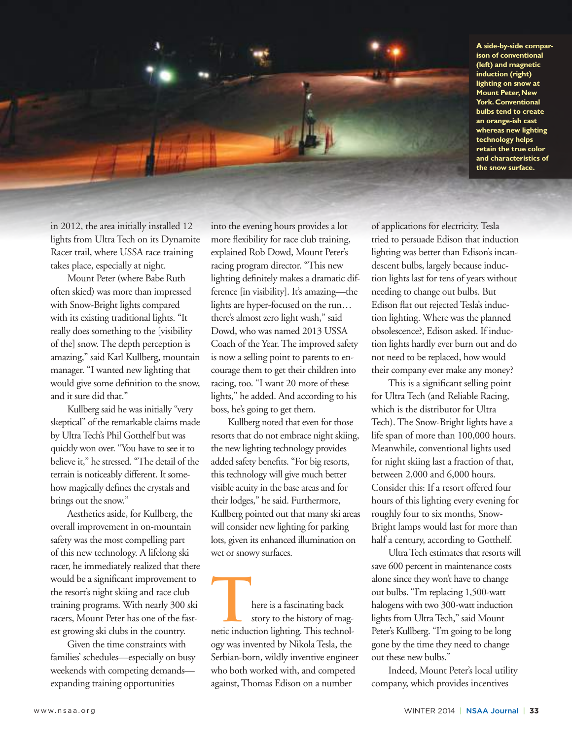A side-by-side comparison of conventional (left) and magnetic induction (right) lighting on snow at Mount Peter, New York. Conventional bulbs tend to create an orange-ish cast whereas new lighting technology helps retain the true color and characteristics of the snow surface.

in 2012, the area initially installed 12 lights from Ultra Tech on its Dynamite Racer trail, where USSA race training takes place, especially at night.

Mount Peter (where Babe Ruth often skied) was more than impressed with Snow-Bright lights compared with its existing traditional lights. "It really does something to the [visibility of the] snow. The depth perception is amazing," said Karl Kullberg, mountain manager. "I wanted new lighting that would give some definition to the snow, and it sure did that."

Kullberg said he was initially "very skeptical" of the remarkable claims made by Ultra Tech's Phil Gotthelf but was quickly won over. "You have to see it to believe it," he stressed. "The detail of the terrain is noticeably different. It somehow magically defines the crystals and brings out the snow."

Aesthetics aside, for Kullberg, the overall improvement in on-mountain safety was the most compelling part of this new technology. A lifelong ski racer, he immediately realized that there would be a significant improvement to the resort's night skiing and race club training programs. With nearly 300 ski racers, Mount Peter has one of the fastest growing ski clubs in the country.

Given the time constraints with families' schedules—especially on busy weekends with competing demands—expanding training opportunities into the evening hours provides a lot more flexibility for race club training, explained Rob Dowd, Mount Peter's racing program director. "This new lighting definitely makes a dramatic difference [in visibility]. It's amazing—the lights are hyper-focused on the run… there's almost zero light wash," said Dowd, who was named 2013 USSA Coach of the Year. The improved safety is now a selling point to parents to encourage them to get their children into racing, too. "I want 20 more of these lights," he added. And according to his boss, he's going to get them.

Kullberg noted that even for those resorts that do not embrace night skiing, the new lighting technology provides added safety benefits. "For big resorts, this technology will give much better visible acuity in the base areas and for their lodges," he said. Furthermore, Kullberg pointed out that many ski areas will consider new lighting for parking lots, given its enhanced illumination on wet or snowy surfaces.

There is a fascinating back story to the history of magnetic induction lighting. This technology was invented by Nikola Tesla, the Serbian-born, wildly inventive engineer who both worked with, and competed against, Thomas Edison on a number of applications for electricity. Tesla tried to persuade Edison that induction lighting was better than Edison's incandescent bulbs, largely because induction lights last for tens of years without needing to change out bulbs. But Edison flat out rejected Tesla's induction lighting. Where was the planned obsolescence?, Edison asked. If induction lights hardly ever burn out and do not need to be replaced, how would their company ever make any money?

This is a significant selling point for Ultra Tech (and Reliable Racing, which is the distributor for Ultra Tech). The Snow-Bright lights have a life span of more than 100,000 hours. Meanwhile, conventional lights used for night skiing last a fraction of that, between 2,000 and 6,000 hours. Consider this: If a resort offered four hours of this lighting every evening for roughly four to six months, Snow-Bright lamps would last for more than half a century, according to Gotthelf.

Ultra Tech estimates that resorts will save 600 percent in maintenance costs alone since they won't have to change out bulbs. "I'm replacing 1,500-watt halogens with two 300-watt induction lights from Ultra Tech," said Mount Peter's Kullberg. "I'm going to be long gone by the time they need to change out these new bulbs."

Indeed, Mount Peter's local utility company, which provides incentives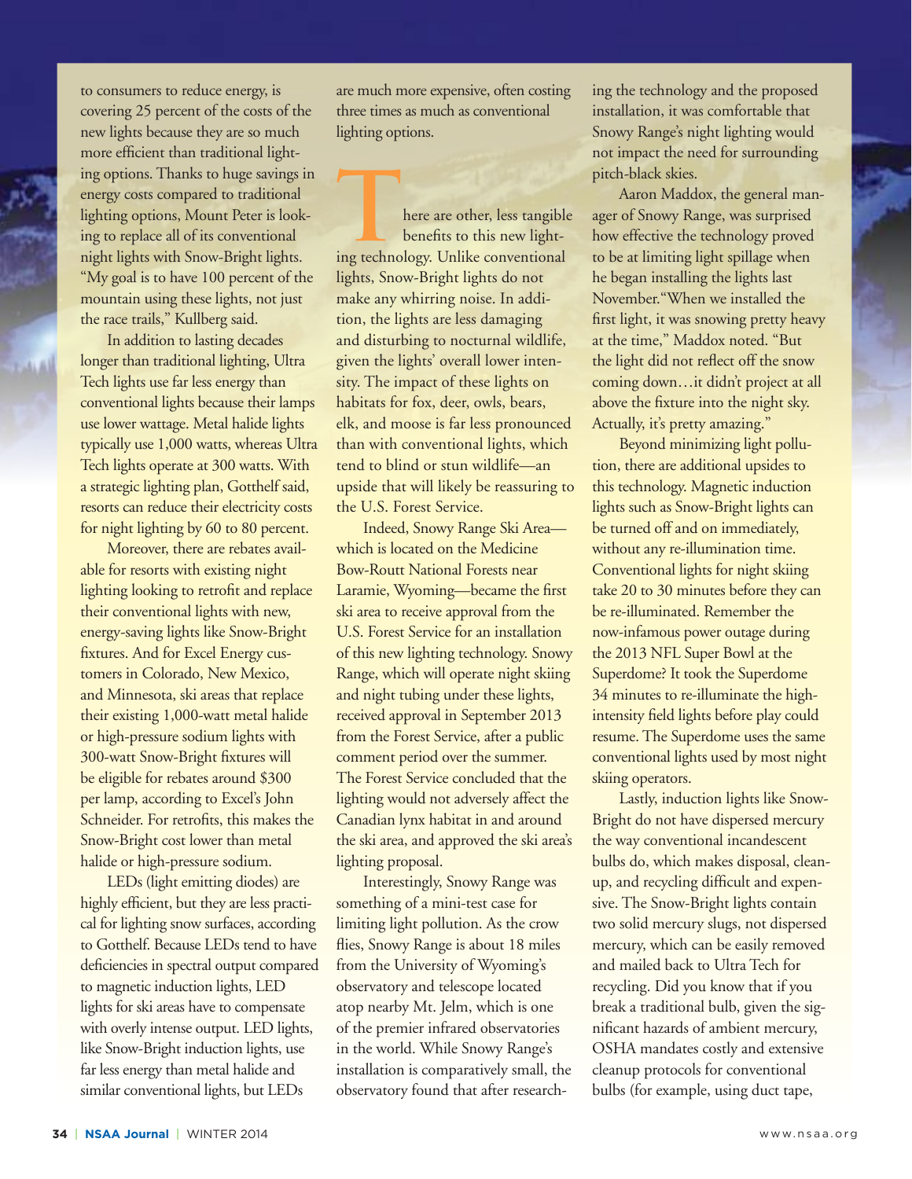to consumers to reduce energy, is covering 25 percent of the costs of the new lights because they are so much more efficient than traditional lighting options. Thanks to huge savings in energy costs compared to traditional lighting options, Mount Peter is looking to replace all of its conventional night lights with Snow-Bright lights. "My goal is to have 100 percent of the mountain using these lights, not just the race trails," Kullberg said.

In addition to lasting decades longer than traditional lighting, Ultra Tech lights use far less energy than conventional lights because their lamps use lower wattage. Metal halide lights typically use 1,000 watts, whereas Ultra Tech lights operate at 300 watts. With a strategic lighting plan, Gotthelf said, resorts can reduce their electricity costs for night lighting by 60 to 80 percent.

Moreover, there are rebates available for resorts with existing night lighting looking to retrofit and replace their conventional lights with new, energy-saving lights like Snow-Bright fixtures. And for Excel Energy customers in Colorado, New Mexico, and Minnesota, ski areas that replace their existing 1,000-watt metal halide or high-pressure sodium lights with 300-watt Snow-Bright fixtures will be eligible for rebates around $300 per lamp, according to Excel's John Schneider. For retrofits, this makes the Snow-Bright cost lower than metal halide or high-pressure sodium.

LEDs (light emitting diodes) are highly efficient, but they are less practical for lighting snow surfaces, according to Gotthelf. Because LEDs tend to have deficiencies in spectral output compared to magnetic induction lights, LED lights for ski areas have to compensate with overly intense output. LED lights, like Snow-Bright induction lights, use far less energy than metal halide and similar conventional lights, but LEDs are much more expensive, often costing three times as much as conventional lighting options.

There are other, less tangible benefits to this new lighting technology. Unlike conventional lights, Snow-Bright lights do not make any whirring noise. In addition, the lights are less damaging and disturbing to nocturnal wildlife, given the lights' overall lower intensity. The impact of these lights on habitats for fox, deer, owls, bears, elk, and moose is far less pronounced than with conventional lights, which tend to blind or stun wildlife—an upside that will likely be reassuring to the U.S. Forest Service.

Indeed, Snowy Range Ski Area—which is located on the Medicine Bow-Routt National Forests near Laramie, Wyoming—became the first ski area to receive approval from the U.S. Forest Service for an installation of this new lighting technology. Snowy Range, which will operate night skiing and night tubing under these lights, received approval in September 2013 from the Forest Service, after a public comment period over the summer. The Forest Service concluded that the lighting would not adversely affect the Canadian lynx habitat in and around the ski area, and approved the ski area's lighting proposal.

Interestingly, Snowy Range was something of a mini-test case for limiting light pollution. As the crow flies, Snowy Range is about 18 miles from the University of Wyoming's observatory and telescope located atop nearby Mt. Jelm, which is one of the premier infrared observatories in the world. While Snowy Range's installation is comparatively small, the observatory found that after researching the technology and the proposed installation, it was comfortable that Snowy Range's night lighting would not impact the need for surrounding pitch-black skies.

Aaron Maddox, the general manager of Snowy Range, was surprised how effective the technology proved to be at limiting light spillage when he began installing the lights last November. "When we installed the first light, it was snowing pretty heavy at the time," Maddox noted. "But the light did not reflect off the snow coming down…it didn't project at all above the fixture into the night sky. Actually, it's pretty amazing."

Beyond minimizing light pollution, there are additional upsides to this technology. Magnetic induction lights such as Snow-Bright lights can be turned off and on immediately, without any re-illumination time. Conventional lights for night skiing take 20 to 30 minutes before they can be re-illuminated. Remember the now-infamous power outage during the 2013 NFL Super Bowl at the Superdome? It took the Superdome 34 minutes to re-illuminate the high-intensity field lights before play could resume. The Superdome uses the same conventional lights used by most night skiing operators.

Lastly, induction lights like Snow-Bright do not have dispersed mercury the way conventional incandescent bulbs do, which makes disposal, cleanup, and recycling difficult and expensive. The Snow-Bright lights contain two solid mercury slugs, not dispersed mercury, which can be easily removed and mailed back to Ultra Tech for recycling. Did you know that if you break a traditional bulb, given the significant hazards of ambient mercury, OSHA mandates costly and extensive cleanup protocols for conventional bulbs (for example, using duct tape,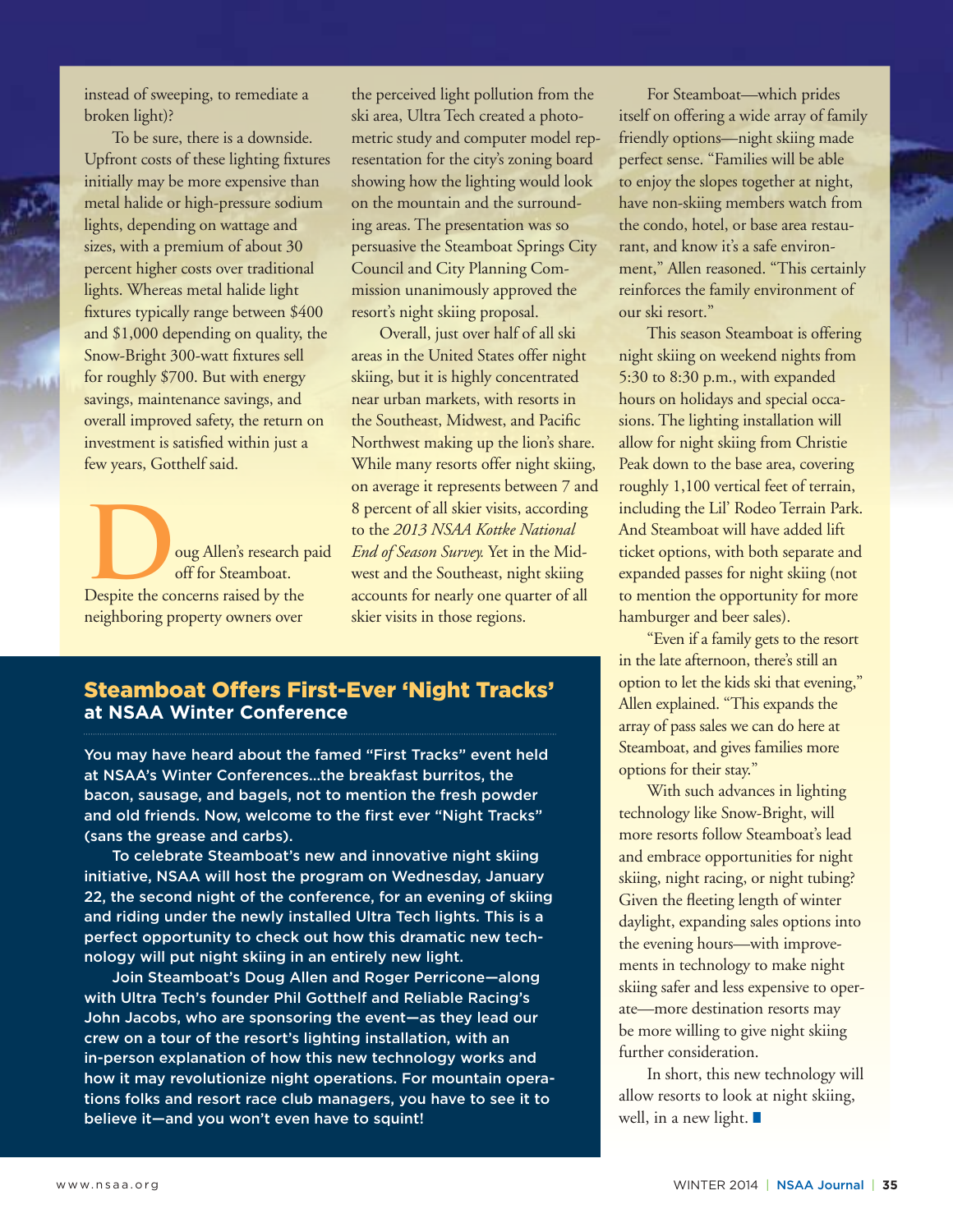instead of sweeping, to remediate a broken light)?

To be sure, there is a downside. Upfront costs of these lighting fixtures initially may be more expensive than metal halide or high-pressure sodium lights, depending on wattage and sizes, with a premium of about 30 percent higher costs over traditional lights. Whereas metal halide light fixtures typically range between $400 and $1,000 depending on quality, the Snow-Bright 300-watt fixtures sell for roughly $700. But with energy savings, maintenance savings, and overall improved safety, the return on investment is satisfied within just a few years, Gotthelf said.

Doug Allen's research paid off for Steamboat. Despite the concerns raised by the neighboring property owners over the perceived light pollution from the ski area, Ultra Tech created a photometric study and computer model representation for the city's zoning board showing how the lighting would look on the mountain and the surrounding areas. The presentation was so persuasive the Steamboat Springs City Council and City Planning Commission unanimously approved the resort's night skiing proposal.

Overall, just over half of all ski areas in the United States offer night skiing, but it is highly concentrated near urban markets, with resorts in the Southeast, Midwest, and Pacific Northwest making up the lion's share. While many resorts offer night skiing, on average it represents between 7 and 8 percent of all skier visits, according to the *2013 NSAA Kottke National End of Season Survey.* Yet in the Midwest and the Southeast, night skiing accounts for nearly one quarter of all skier visits in those regions.

For Steamboat—which prides itself on offering a wide array of family friendly options—night skiing made perfect sense. "Families will be able to enjoy the slopes together at night, have non-skiing members watch from the condo, hotel, or base area restaurant, and know it's a safe environment," Allen reasoned. "This certainly reinforces the family environment of our ski resort."

This season Steamboat is offering night skiing on weekend nights from 5:30 to 8:30 p.m., with expanded hours on holidays and special occasions. The lighting installation will allow for night skiing from Christie Peak down to the base area, covering roughly 1,100 vertical feet of terrain, including the Lil' Rodeo Terrain Park. And Steamboat will have added lift ticket options, with both separate and expanded passes for night skiing (not to mention the opportunity for more hamburger and beer sales).

"Even if a family gets to the resort in the late afternoon, there's still an option to let the kids ski that evening," Allen explained. "This expands the array of pass sales we can do here at Steamboat, and gives families more options for their stay."

With such advances in lighting technology like Snow-Bright, will more resorts follow Steamboat's lead and embrace opportunities for night skiing, night racing, or night tubing? Given the fleeting length of winter daylight, expanding sales options into the evening hours—with improvements in technology to make night skiing safer and less expensive to operate—more destination resorts may be more willing to give night skiing further consideration.

In short, this new technology will allow resorts to look at night skiing, well, in a new light. ■

## Steamboat Offers First-Ever 'Night Tracks' at NSAA Winter Conference

You may have heard about the famed "First Tracks" event held at NSAA's Winter Conferences...the breakfast burritos, the bacon, sausage, and bagels, not to mention the fresh powder and old friends. Now, welcome to the first ever "Night Tracks" (sans the grease and carbs).

To celebrate Steamboat's new and innovative night skiing initiative, NSAA will host the program on Wednesday, January 22, the second night of the conference, for an evening of skiing and riding under the newly installed Ultra Tech lights. This is a perfect opportunity to check out how this dramatic new technology will put night skiing in an entirely new light.

Join Steamboat's Doug Allen and Roger Perricone—along with Ultra Tech's founder Phil Gotthelf and Reliable Racing's John Jacobs, who are sponsoring the event—as they lead our crew on a tour of the resort's lighting installation, with an in-person explanation of how this new technology works and how it may revolutionize night operations. For mountain operations folks and resort race club managers, you have to see it to believe it—and you won't even have to squint!